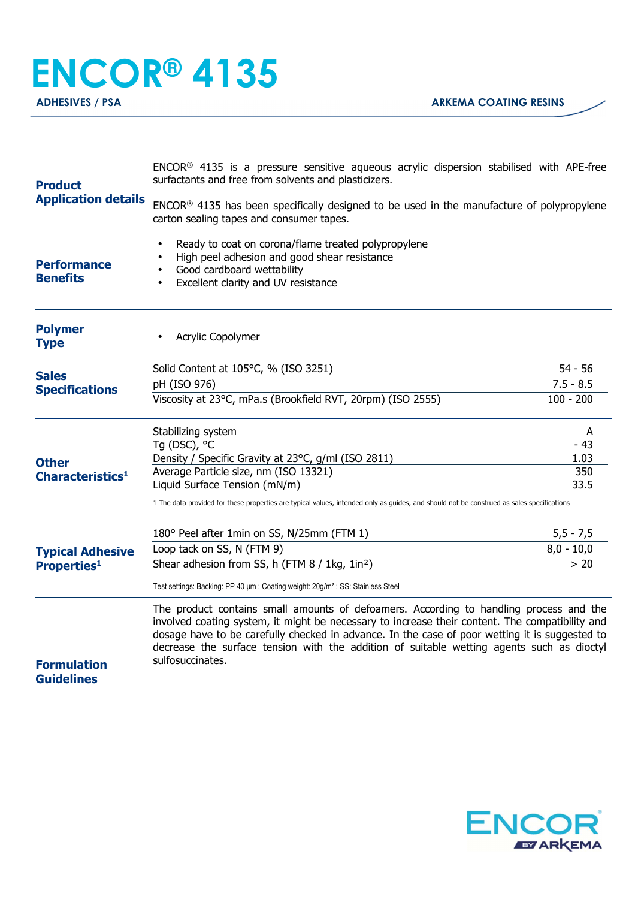# ENCOR® 4135

**ADHESIVES / PSA** — **ARKEMA COATING RESINS**

## Product Application details

ENCOR® 4135 is a pressure sensitive aqueous acrylic dispersion stabilised with APE-free surfactants and free from solvents and plasticizers.

ENCOR® 4135 has been specifically designed to be used in the manufacture of polypropylene carton sealing tapes and consumer tapes.

## Performance Benefits

- Ready to coat on corona/flame treated polypropylene
- High peel adhesion and good shear resistance
- Good cardboard wettability
- Excellent clarity and UV resistance

## Polymer Type

- Acrylic Copolymer

## Sales Specifications

| Property | Value |
|---|---|
| Solid Content at 105°C, % (ISO 3251) | 54 - 56 |
| pH (ISO 976) | 7.5 - 8.5 |
| Viscosity at 23°C, mPa.s (Brookfield RVT, 20rpm) (ISO 2555) | 100 - 200 |

## Other Characteristics[1]

| Property | Value |
|---|---|
| Stabilizing system | A |
| Tg (DSC), °C | - 43 |
| Density / Specific Gravity at 23°C, g/ml (ISO 2811) | 1.03 |
| Average Particle size, nm (ISO 13321) | 350 |
| Liquid Surface Tension (mN/m) | 33.5 |

1 The data provided for these properties are typical values, intended only as guides, and should not be construed as sales specifications

## Typical Adhesive Properties[1]

| Property | Value |
|---|---|
| 180° Peel after 1min on SS, N/25mm (FTM 1) | 5,5 - 7,5 |
| Loop tack on SS, N (FTM 9) | 8,0 - 10,0 |
| Shear adhesion from SS, h (FTM 8 / 1kg, 1in²) | > 20 |

Test settings: Backing: PP 40 µm ; Coating weight: 20g/m² ; SS: Stainless Steel

## Formulation Guidelines

The product contains small amounts of defoamers. According to handling process and the involved coating system, it might be necessary to increase their content. The compatibility and dosage have to be carefully checked in advance. In the case of poor wetting it is suggested to decrease the surface tension with the addition of suitable wetting agents such as dioctyl sulfosuccinates.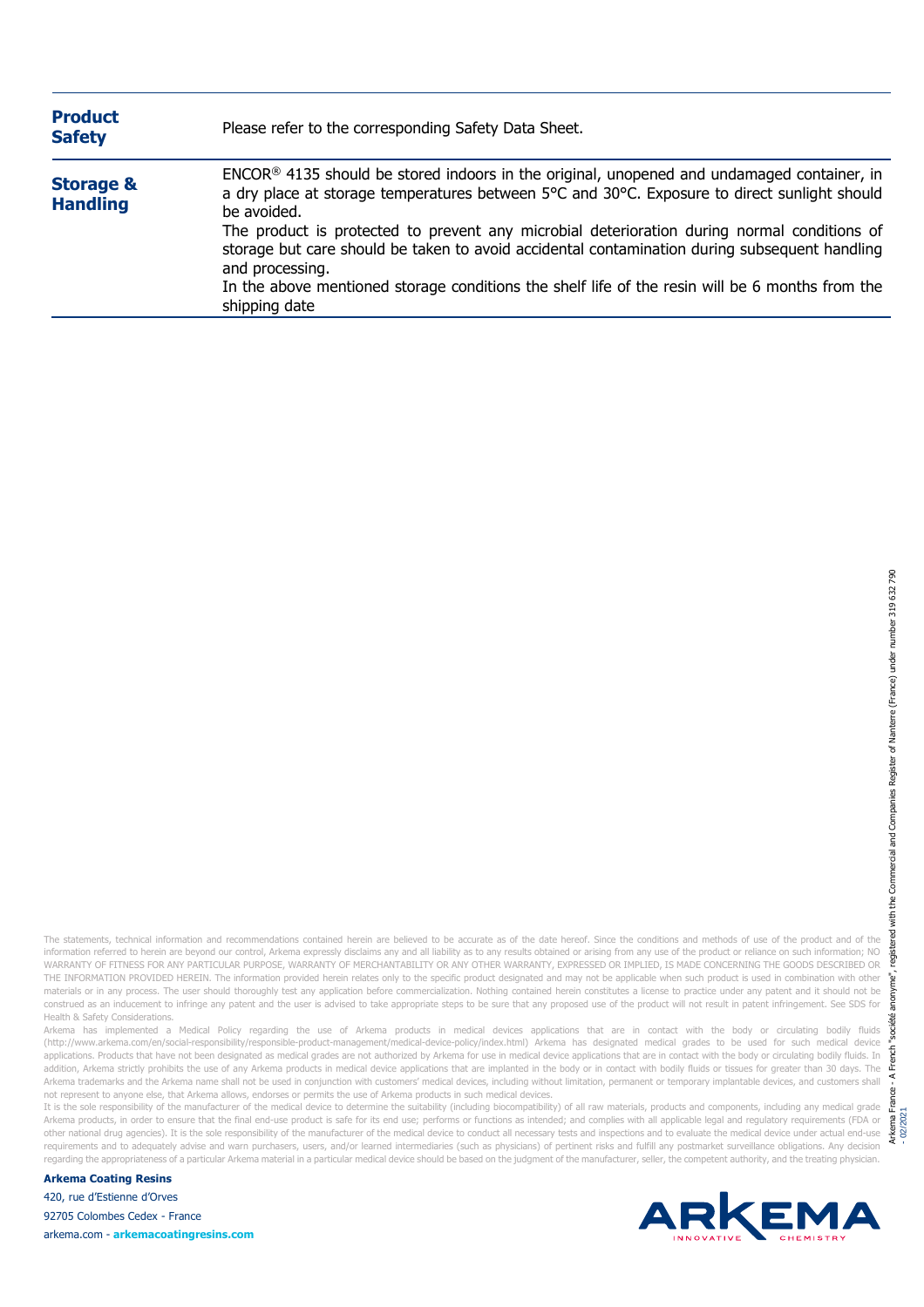| | |
|---|---|
| **Product Safety** | Please refer to the corresponding Safety Data Sheet. |
| **Storage & Handling** | ENCOR® 4135 should be stored indoors in the original, unopened and undamaged container, in a dry place at storage temperatures between 5°C and 30°C. Exposure to direct sunlight should be avoided.<br>The product is protected to prevent any microbial deterioration during normal conditions of storage but care should be taken to avoid accidental contamination during subsequent handling and processing.<br>In the above mentioned storage conditions the shelf life of the resin will be 6 months from the shipping date |

The statements, technical information and recommendations contained herein are believed to be accurate as of the date hereof. Since the conditions and methods of use of the product and of the information referred to herein are beyond our control, Arkema expressly disclaims any and all liability as to any results obtained or arising from any use of the product or reliance on such information; NO WARRANTY OF FITNESS FOR ANY PARTICULAR PURPOSE, WARRANTY OF MERCHANTABILITY OR ANY OTHER WARRANTY, EXPRESSED OR IMPLIED, IS MADE CONCERNING THE GOODS DESCRIBED OR THE INFORMATION PROVIDED HEREIN. The information provided herein relates only to the specific product designated and may not be applicable when such product is used in combination with other materials or in any process. The user should thoroughly test any application before commercialization. Nothing contained herein constitutes a license to practice under any patent and it should not be construed as an inducement to infringe any patent and the user is advised to take appropriate steps to be sure that any proposed use of the product will not result in patent infringement. See SDS for Health & Safety Considerations.

Arkema has implemented a Medical Policy regarding the use of Arkema products in medical devices applications that are in contact with the body or circulating bodily fluids (http://www.arkema.com/en/social-responsibility/responsible-product-management/medical-device-policy/index.html) Arkema has designated medical grades to be used for such medical device applications. Products that have not been designated as medical grades are not authorized by Arkema for use in medical device applications that are in contact with the body or circulating bodily fluids. In addition, Arkema strictly prohibits the use of any Arkema products in medical device applications that are implanted in the body or in contact with bodily fluids or tissues for greater than 30 days. The Arkema trademarks and the Arkema name shall not be used in conjunction with customers' medical devices, including without limitation, permanent or temporary implantable devices, and customers shall not represent to anyone else, that Arkema allows, endorses or permits the use of Arkema products in such medical devices.

It is the sole responsibility of the manufacturer of the medical device to determine the suitability (including biocompatibility) of all raw materials, products and components, including any medical grade Arkema products, in order to ensure that the final end-use product is safe for its end use; performs or functions as intended; and complies with all applicable legal and regulatory requirements (FDA or other national drug agencies). It is the sole responsibility of the manufacturer of the medical device to conduct all necessary tests and inspections and to evaluate the medical device under actual end-use requirements and to adequately advise and warn purchasers, users, and/or learned intermediaries (such as physicians) of pertinent risks and fulfill any postmarket surveillance obligations. Any decision regarding the appropriateness of a particular Arkema material in a particular medical device should be based on the judgment of the manufacturer, seller, the competent authority, and the treating physician.

**Arkema Coating Resins**
420, rue d'Estienne d'Orves
92705 Colombes Cedex - France
arkema.com - **arkemacoatingresins.com**

Arkema France - A French "société anonyme", registered with the Commercial and Companies Register of Nanterre (France) under number 319 632 790 - 02/2021